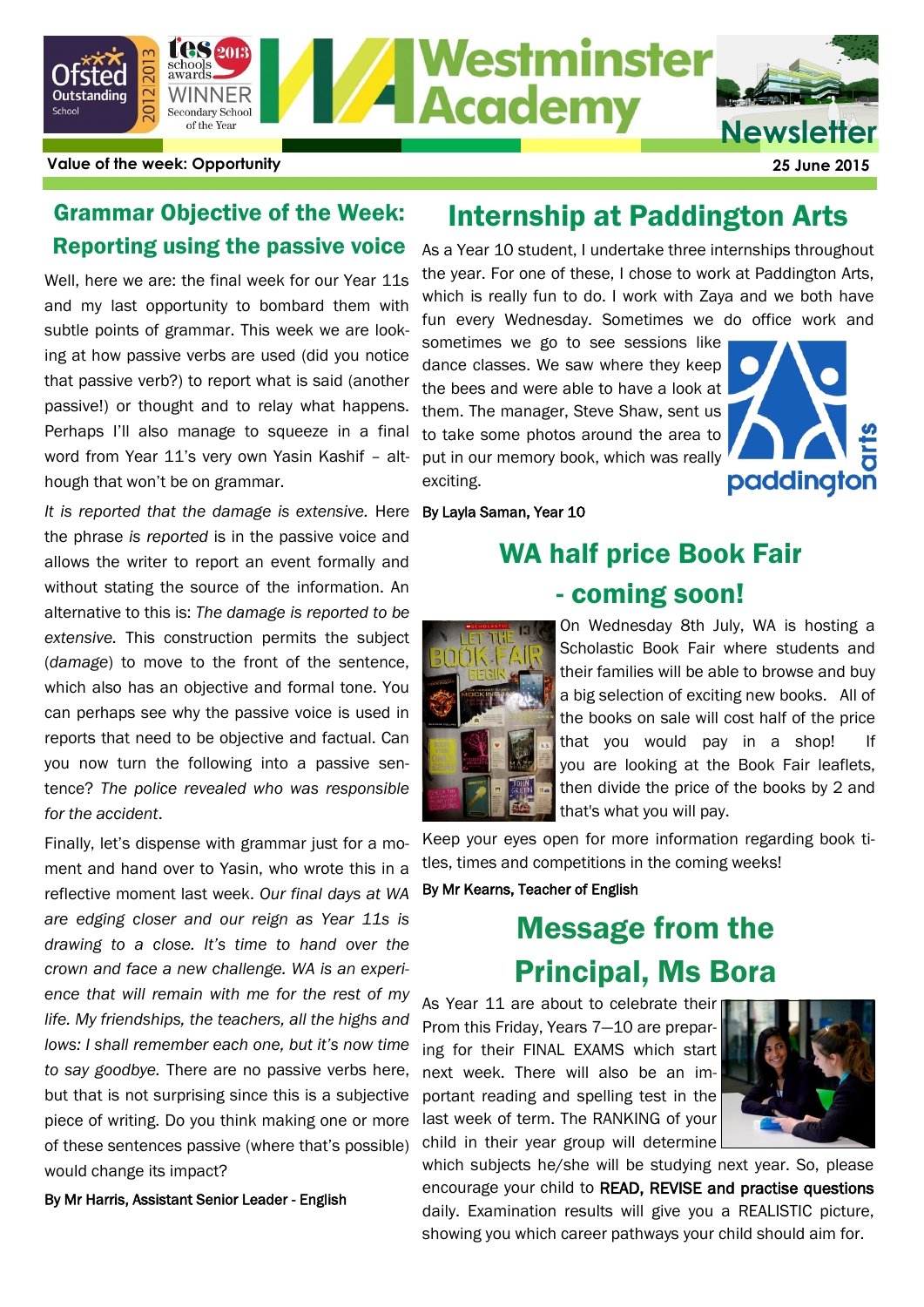# Westminster Academy Newsletter

**Value of the week: Opportunity** — **25 June 2015**

## Grammar Objective of the Week: Reporting using the passive voice

Well, here we are: the final week for our Year 11s and my last opportunity to bombard them with subtle points of grammar. This week we are looking at how passive verbs are used (did you notice that passive verb?) to report what is said (another passive!) or thought and to relay what happens. Perhaps I'll also manage to squeeze in a final word from Year 11's very own Yasin Kashif – although that won't be on grammar.

*It is reported that the damage is extensive.* Here the phrase *is reported* is in the passive voice and allows the writer to report an event formally and without stating the source of the information. An alternative to this is: *The damage is reported to be extensive.* This construction permits the subject (*damage*) to move to the front of the sentence, which also has an objective and formal tone. You can perhaps see why the passive voice is used in reports that need to be objective and factual. Can you now turn the following into a passive sentence? *The police revealed who was responsible for the accident*.

Finally, let's dispense with grammar just for a moment and hand over to Yasin, who wrote this in a reflective moment last week. *Our final days at WA are edging closer and our reign as Year 11s is drawing to a close. It's time to hand over the crown and face a new challenge. WA is an experience that will remain with me for the rest of my life. My friendships, the teachers, all the highs and lows: I shall remember each one, but it's now time to say goodbye.* There are no passive verbs here, but that is not surprising since this is a subjective piece of writing. Do you think making one or more of these sentences passive (where that's possible) would change its impact?

**By Mr Harris, Assistant Senior Leader - English**

## Internship at Paddington Arts

As a Year 10 student, I undertake three internships throughout the year. For one of these, I chose to work at Paddington Arts, which is really fun to do. I work with Zaya and we both have fun every Wednesday. Sometimes we do office work and sometimes we go to see sessions like dance classes. We saw where they keep the bees and were able to have a look at them. The manager, Steve Shaw, sent us to take some photos around the area to put in our memory book, which was really exciting.

**By Layla Saman, Year 10**

## WA half price Book Fair - coming soon!

On Wednesday 8th July, WA is hosting a Scholastic Book Fair where students and their families will be able to browse and buy a big selection of exciting new books. All of the books on sale will cost half of the price that you would pay in a shop! If you are looking at the Book Fair leaflets, then divide the price of the books by 2 and that's what you will pay.

Keep your eyes open for more information regarding book titles, times and competitions in the coming weeks!

**By Mr Kearns, Teacher of English**

## Message from the Principal, Ms Bora

As Year 11 are about to celebrate their Prom this Friday, Years 7—10 are preparing for their FINAL EXAMS which start next week. There will also be an important reading and spelling test in the last week of term. The RANKING of your child in their year group will determine which subjects he/she will be studying next year. So, please encourage your child to **READ, REVISE and practise questions** daily. Examination results will give you a REALISTIC picture, showing you which career pathways your child should aim for.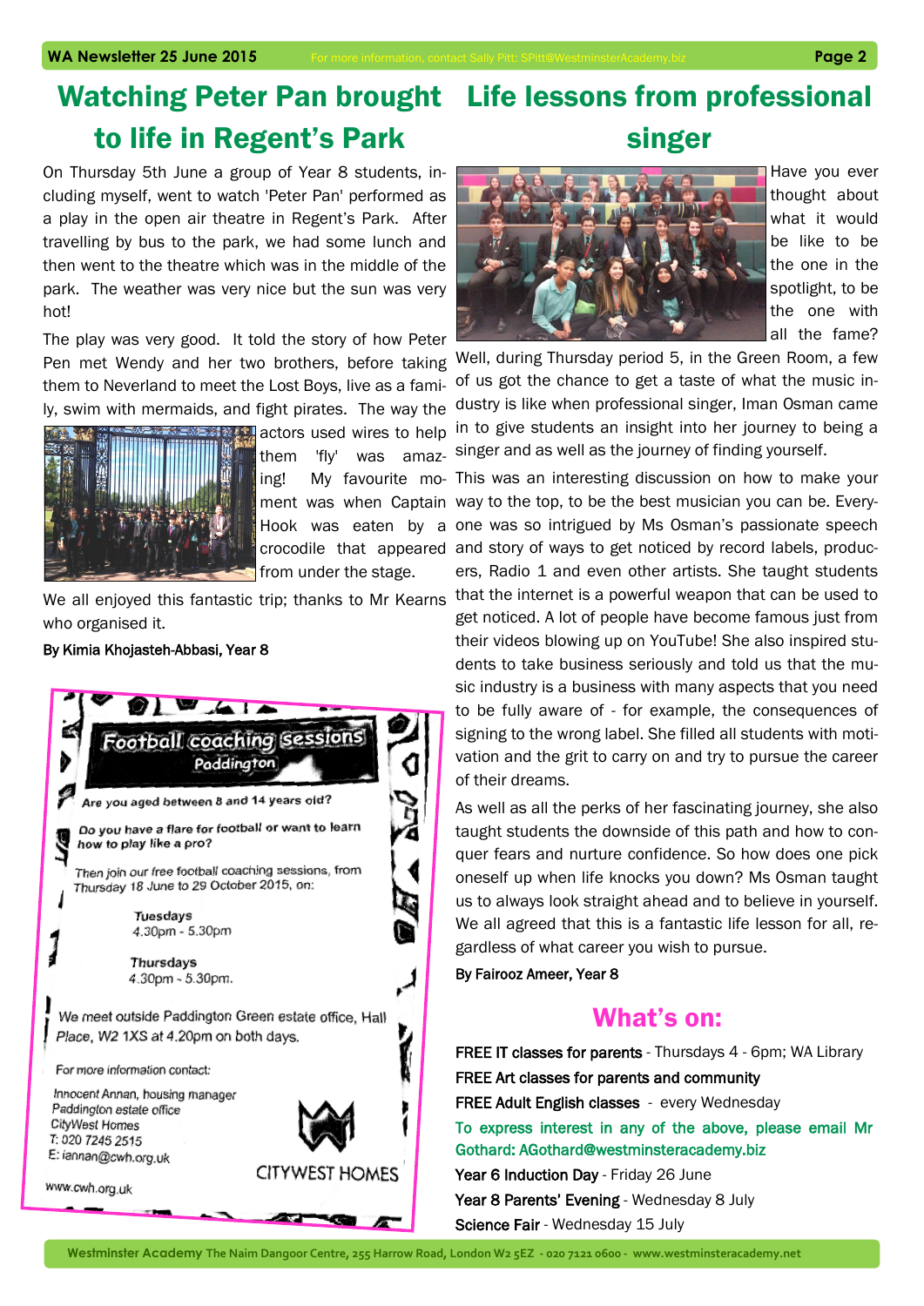# Watching Peter Pan brought to life in Regent's Park

On Thursday 5th June a group of Year 8 students, including myself, went to watch 'Peter Pan' performed as a play in the open air theatre in Regent's Park. After travelling by bus to the park, we had some lunch and then went to the theatre which was in the middle of the park. The weather was very nice but the sun was very hot!

The play was very good. It told the story of how Peter Pen met Wendy and her two brothers, before taking them to Neverland to meet the Lost Boys, live as a family, swim with mermaids, and fight pirates. The way the actors used wires to help them 'fly' was amazing! My favourite moment was when Captain Hook was eaten by a crocodile that appeared from under the stage.

We all enjoyed this fantastic trip; thanks to Mr Kearns who organised it.

**By Kimia Khojasteh-Abbasi, Year 8**

**Football coaching sessions**
**Paddington**

*Are you aged between 8 and 14 years old?*

*Do you have a flare for football or want to learn how to play like a pro?*

Then join our free football coaching sessions, from Thursday 18 June to 29 October 2015, on:

**Tuesdays**
4.30pm - 5.30pm

**Thursdays**
4.30pm - 5.30pm.

We meet outside Paddington Green estate office, Hall Place, W2 1XS at 4.20pm on both days.

For more information contact:

Innocent Annan, housing manager
Paddington estate office
CityWest Homes
T: 020 7245 2515
E: iannan@cwh.org.uk

www.cwh.org.uk

CITYWEST HOMES

# Life lessons from professional singer

Have you ever thought about what it would be like to be the one in the spotlight, to be the one with all the fame? Well, during Thursday period 5, in the Green Room, a few of us got the chance to get a taste of what the music industry is like when professional singer, Iman Osman came in to give students an insight into her journey to being a singer and as well as the journey of finding yourself.

This was an interesting discussion on how to make your way to the top, to be the best musician you can be. Everyone was so intrigued by Ms Osman's passionate speech and story of ways to get noticed by record labels, producers, Radio 1 and even other artists. She taught students that the internet is a powerful weapon that can be used to get noticed. A lot of people have become famous just from their videos blowing up on YouTube! She also inspired students to take business seriously and told us that the music industry is a business with many aspects that you need to be fully aware of - for example, the consequences of signing to the wrong label. She filled all students with motivation and the grit to carry on and try to pursue the career of their dreams.

As well as all the perks of her fascinating journey, she also taught students the downside of this path and how to conquer fears and nurture confidence. So how does one pick oneself up when life knocks you down? Ms Osman taught us to always look straight ahead and to believe in yourself. We all agreed that this is a fantastic life lesson for all, regardless of what career you wish to pursue.

**By Fairooz Ameer, Year 8**

## What's on:

**FREE IT classes for parents** - Thursdays 4 - 6pm; WA Library

**FREE Art classes for parents and community**

**FREE Adult English classes** - every Wednesday

To express interest in any of the above, please email Mr Gothard: AGothard@westminsteracademy.biz

**Year 6 Induction Day** - Friday 26 June

**Year 8 Parents' Evening** - Wednesday 8 July

**Science Fair** - Wednesday 15 July